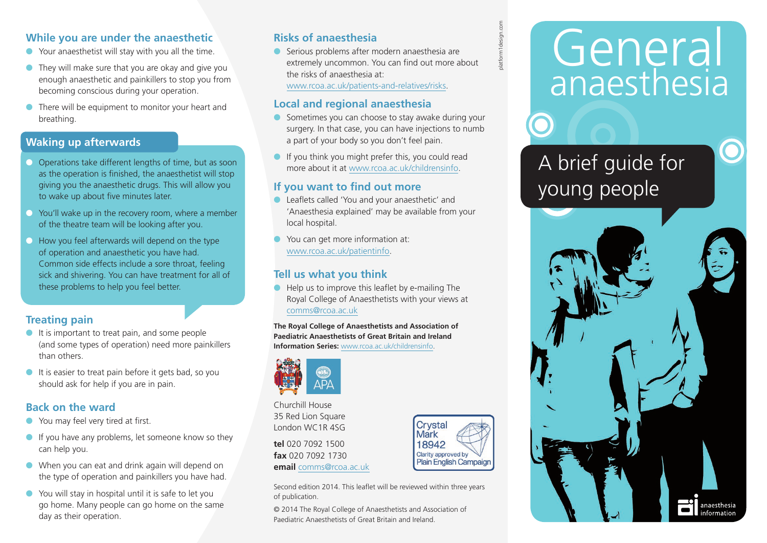# General anaesthesia

## A brief guide for young people

## While you are under the anaesthetic

- Your anaesthetist will stay with you all the time.
- They will make sure that you are okay and give you enough anaesthetic and painkillers to stop you from becoming conscious during your operation.
- There will be equipment to monitor your heart and breathing.

## Waking up afterwards

- Operations take different lengths of time, but as soon as the operation is finished, the anaesthetist will stop giving you the anaesthetic drugs. This will allow you to wake up about five minutes later.
- You'll wake up in the recovery room, where a member of the theatre team will be looking after you.
- How you feel afterwards will depend on the type of operation and anaesthetic you have had. Common side effects include a sore throat, feeling sick and shivering. You can have treatment for all of these problems to help you feel better.

## Treating pain

- It is important to treat pain, and some people (and some types of operation) need more painkillers than others.
- It is easier to treat pain before it gets bad, so you should ask for help if you are in pain.

## Back on the ward

- You may feel very tired at first.
- If you have any problems, let someone know so they can help you.
- When you can eat and drink again will depend on the type of operation and painkillers you have had.
- You will stay in hospital until it is safe to let you go home. Many people can go home on the same day as their operation.

## Risks of anaesthesia

- Serious problems after modern anaesthesia are extremely uncommon. You can find out more about the risks of anaesthesia at: www.rcoa.ac.uk/patients-and-relatives/risks.

## Local and regional anaesthesia

- Sometimes you can choose to stay awake during your surgery. In that case, you can have injections to numb a part of your body so you don't feel pain.
- If you think you might prefer this, you could read more about it at www.rcoa.ac.uk/childrensinfo.

## If you want to find out more

- Leaflets called 'You and your anaesthetic' and 'Anaesthesia explained' may be available from your local hospital.
- You can get more information at: www.rcoa.ac.uk/patientinfo.

## Tell us what you think

- Help us to improve this leaflet by e-mailing The Royal College of Anaesthetists with your views at comms@rcoa.ac.uk

**The Royal College of Anaesthetists and Association of Paediatric Anaesthetists of Great Britain and Ireland Information Series:** www.rcoa.ac.uk/childrensinfo.

APA

Churchill House
35 Red Lion Square
London WC1R 4SG

**tel** 020 7092 1500
**fax** 020 7092 1730
**email** comms@rcoa.ac.uk

Crystal Mark 18942 Clarity approved by Plain English Campaign

Second edition 2014. This leaflet will be reviewed within three years of publication.

© 2014 The Royal College of Anaesthetists and Association of Paediatric Anaesthetists of Great Britain and Ireland.

platform1design.com

anaesthesia information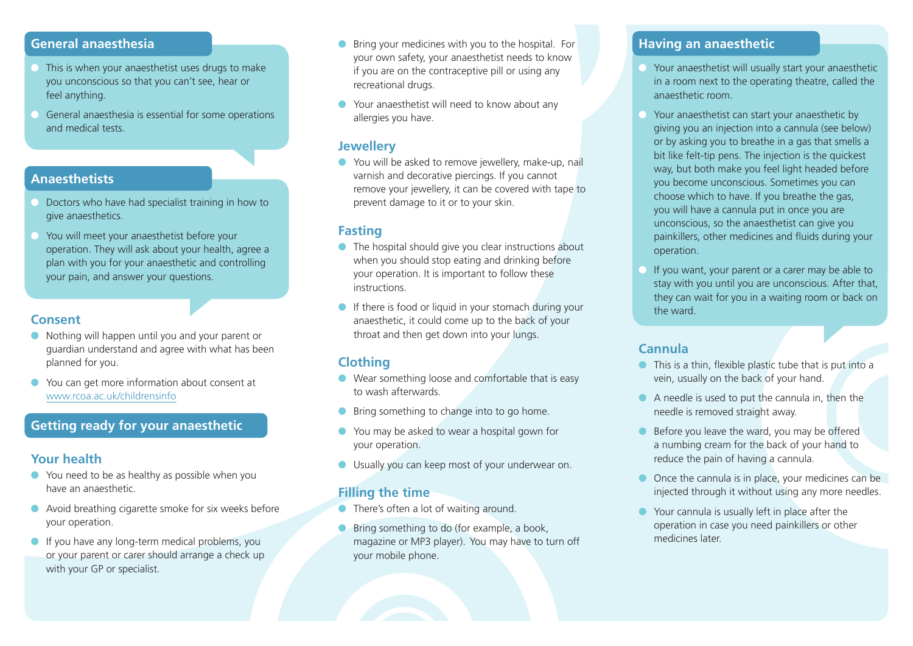## General anaesthesia

- This is when your anaesthetist uses drugs to make you unconscious so that you can't see, hear or feel anything.
- General anaesthesia is essential for some operations and medical tests.

## Anaesthetists

- Doctors who have had specialist training in how to give anaesthetics.
- You will meet your anaesthetist before your operation. They will ask about your health, agree a plan with you for your anaesthetic and controlling your pain, and answer your questions.

### Consent

- Nothing will happen until you and your parent or guardian understand and agree with what has been planned for you.
- You can get more information about consent at www.rcoa.ac.uk/childrensinfo

## Getting ready for your anaesthetic

### Your health

- You need to be as healthy as possible when you have an anaesthetic.
- Avoid breathing cigarette smoke for six weeks before your operation.
- If you have any long-term medical problems, you or your parent or carer should arrange a check up with your GP or specialist.
- Bring your medicines with you to the hospital. For your own safety, your anaesthetist needs to know if you are on the contraceptive pill or using any recreational drugs.
- Your anaesthetist will need to know about any allergies you have.

### Jewellery

- You will be asked to remove jewellery, make-up, nail varnish and decorative piercings. If you cannot remove your jewellery, it can be covered with tape to prevent damage to it or to your skin.

### Fasting

- The hospital should give you clear instructions about when you should stop eating and drinking before your operation. It is important to follow these instructions.
- If there is food or liquid in your stomach during your anaesthetic, it could come up to the back of your throat and then get down into your lungs.

### Clothing

- Wear something loose and comfortable that is easy to wash afterwards.
- Bring something to change into to go home.
- You may be asked to wear a hospital gown for your operation.
- Usually you can keep most of your underwear on.

### Filling the time

- There's often a lot of waiting around.
- Bring something to do (for example, a book, magazine or MP3 player). You may have to turn off your mobile phone.

## Having an anaesthetic

- Your anaesthetist will usually start your anaesthetic in a room next to the operating theatre, called the anaesthetic room.
- Your anaesthetist can start your anaesthetic by giving you an injection into a cannula (see below) or by asking you to breathe in a gas that smells a bit like felt-tip pens. The injection is the quickest way, but both make you feel light headed before you become unconscious. Sometimes you can choose which to have. If you breathe the gas, you will have a cannula put in once you are unconscious, so the anaesthetist can give you painkillers, other medicines and fluids during your operation.
- If you want, your parent or a carer may be able to stay with you until you are unconscious. After that, they can wait for you in a waiting room or back on the ward.

### Cannula

- This is a thin, flexible plastic tube that is put into a vein, usually on the back of your hand.
- A needle is used to put the cannula in, then the needle is removed straight away.
- Before you leave the ward, you may be offered a numbing cream for the back of your hand to reduce the pain of having a cannula.
- Once the cannula is in place, your medicines can be injected through it without using any more needles.
- Your cannula is usually left in place after the operation in case you need painkillers or other medicines later.